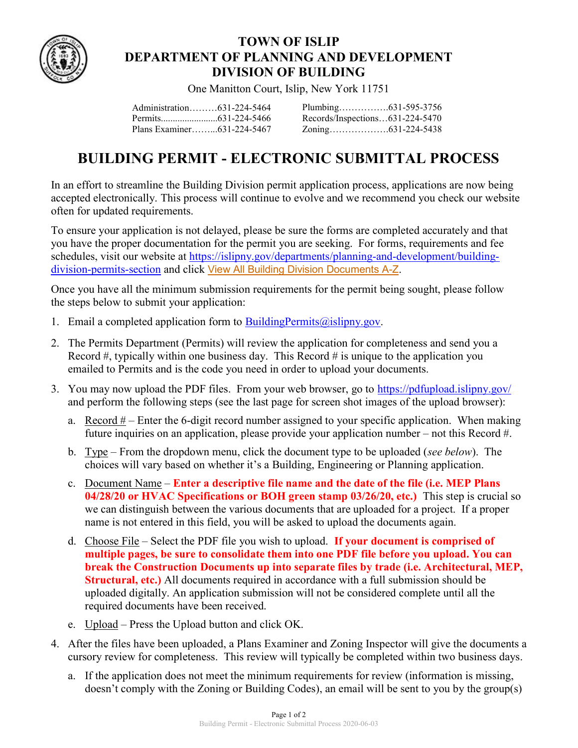# TOWN OF ISLIP
# DEPARTMENT OF PLANNING AND DEVELOPMENT
# DIVISION OF BUILDING

One Manitton Court, Islip, New York 11751

| | |
|---|---|
| Administration………631-224-5464 | Plumbing…………….631-595-3756 |
| Permits........................631-224-5466 | Records/Inspections…631-224-5470 |
| Plans Examiner……...631-224-5467 | Zoning……………….631-224-5438 |

## BUILDING PERMIT - ELECTRONIC SUBMITTAL PROCESS

In an effort to streamline the Building Division permit application process, applications are now being accepted electronically. This process will continue to evolve and we recommend you check our website often for updated requirements.

To ensure your application is not delayed, please be sure the forms are completed accurately and that you have the proper documentation for the permit you are seeking. For forms, requirements and fee schedules, visit our website at https://islipny.gov/departments/planning-and-development/building-division-permits-section and click View All Building Division Documents A-Z.

Once you have all the minimum submission requirements for the permit being sought, please follow the steps below to submit your application:

1. Email a completed application form to BuildingPermits@islipny.gov.
2. The Permits Department (Permits) will review the application for completeness and send you a Record #, typically within one business day. This Record # is unique to the application you emailed to Permits and is the code you need in order to upload your documents.
3. You may now upload the PDF files. From your web browser, go to https://pdfupload.islipny.gov/ and perform the following steps (see the last page for screen shot images of the upload browser):
   a. Record # – Enter the 6-digit record number assigned to your specific application. When making future inquiries on an application, please provide your application number – not this Record #.
   b. Type – From the dropdown menu, click the document type to be uploaded (*see below*). The choices will vary based on whether it's a Building, Engineering or Planning application.
   c. Document Name – **Enter a descriptive file name and the date of the file (i.e. MEP Plans 04/28/20 or HVAC Specifications or BOH green stamp 03/26/20, etc.)** This step is crucial so we can distinguish between the various documents that are uploaded for a project. If a proper name is not entered in this field, you will be asked to upload the documents again.
   d. Choose File – Select the PDF file you wish to upload. **If your document is comprised of multiple pages, be sure to consolidate them into one PDF file before you upload. You can break the Construction Documents up into separate files by trade (i.e. Architectural, MEP, Structural, etc.)** All documents required in accordance with a full submission should be uploaded digitally. An application submission will not be considered complete until all the required documents have been received.
   e. Upload – Press the Upload button and click OK.
4. After the files have been uploaded, a Plans Examiner and Zoning Inspector will give the documents a cursory review for completeness. This review will typically be completed within two business days.
   a. If the application does not meet the minimum requirements for review (information is missing, doesn't comply with the Zoning or Building Codes), an email will be sent to you by the group(s)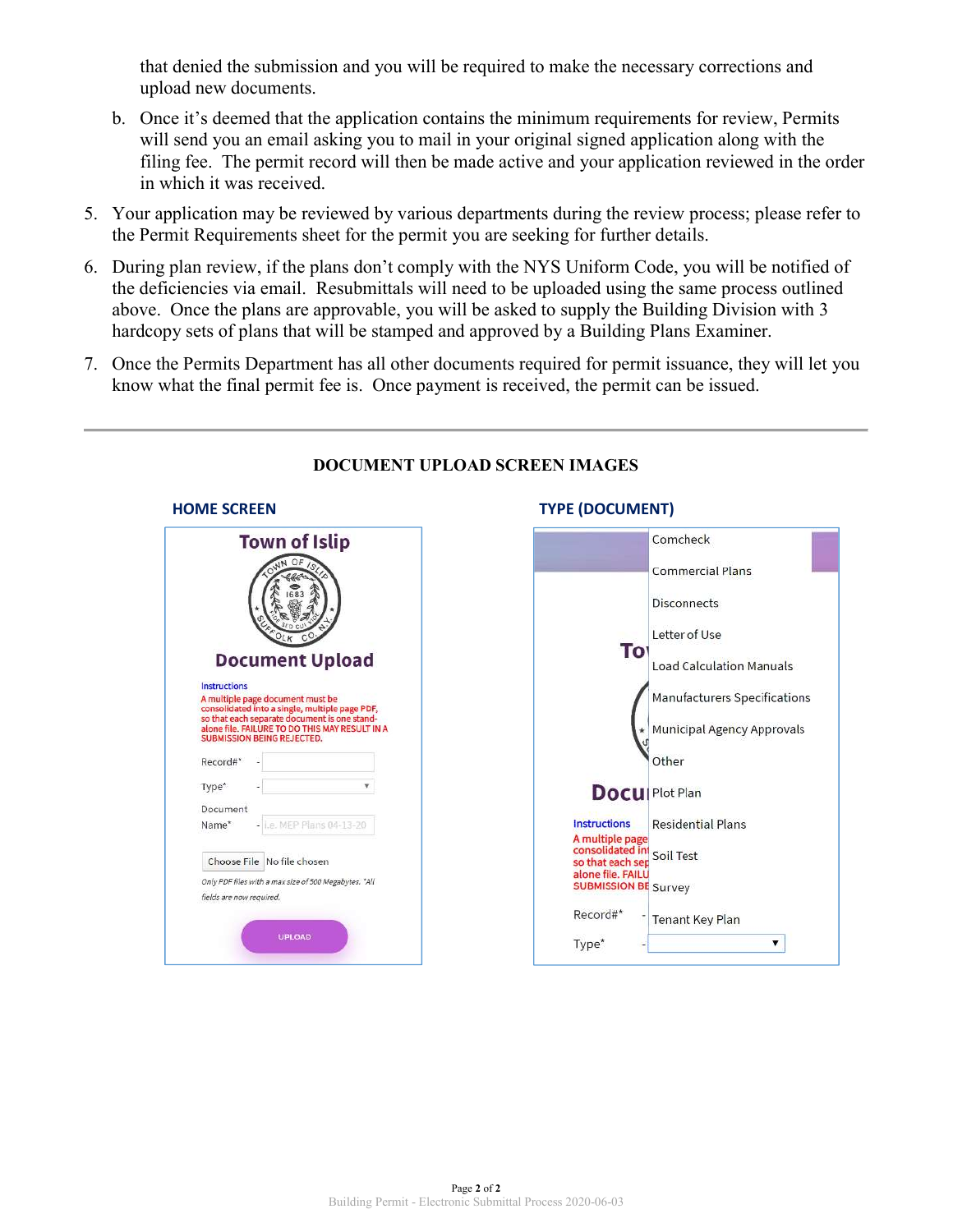that denied the submission and you will be required to make the necessary corrections and upload new documents.

b. Once it's deemed that the application contains the minimum requirements for review, Permits will send you an email asking you to mail in your original signed application along with the filing fee. The permit record will then be made active and your application reviewed in the order in which it was received.

5. Your application may be reviewed by various departments during the review process; please refer to the Permit Requirements sheet for the permit you are seeking for further details.
6. During plan review, if the plans don't comply with the NYS Uniform Code, you will be notified of the deficiencies via email. Resubmittals will need to be uploaded using the same process outlined above. Once the plans are approvable, you will be asked to supply the Building Division with 3 hardcopy sets of plans that will be stamped and approved by a Building Plans Examiner.
7. Once the Permits Department has all other documents required for permit issuance, they will let you know what the final permit fee is. Once payment is received, the permit can be issued.

---

## DOCUMENT UPLOAD SCREEN IMAGES

### HOME SCREEN

Town of Islip

Document Upload

Instructions

A multiple page document must be consolidated into a single, multiple page PDF, so that each separate document is one stand-alone file. FAILURE TO DO THIS MAY RESULT IN A SUBMISSION BEING REJECTED.

Record#* -

Type* -

Document Name* - i.e. MEP Plans 04-13-20

Choose File No file chosen

Only PDF files with a max size of 500 Megabytes. *All fields are now required.

UPLOAD

### TYPE (DOCUMENT)

- Comcheck
- Commercial Plans
- Disconnects
- Letter of Use
- Load Calculation Manuals
- Manufacturers Specifications
- Municipal Agency Approvals
- Other
- Plot Plan
- Residential Plans
- Soil Test
- Survey
- Tenant Key Plan

Record#* -

Type* -